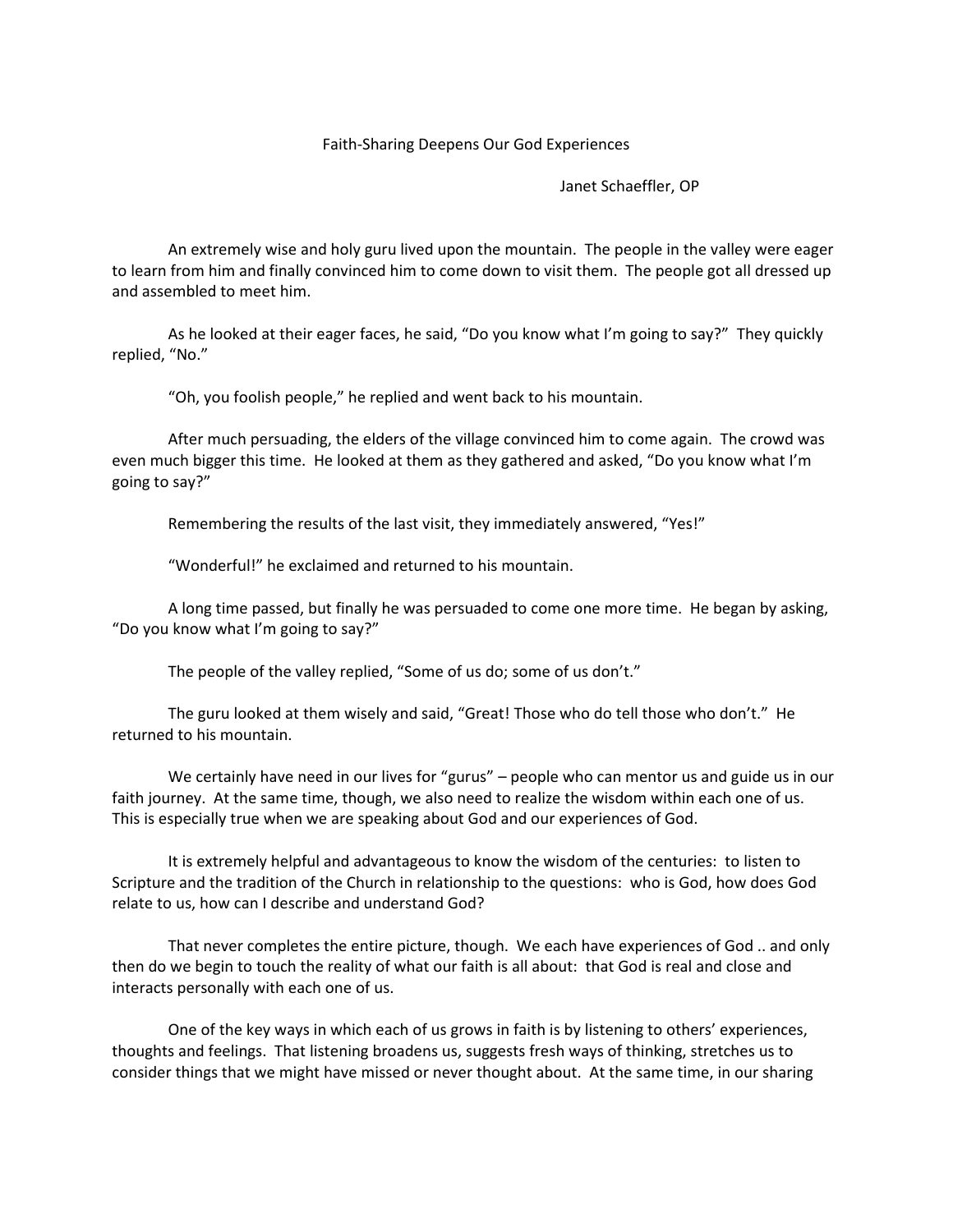# Faith-Sharing Deepens Our God Experiences

Janet Schaeffler, OP

An extremely wise and holy guru lived upon the mountain. The people in the valley were eager to learn from him and finally convinced him to come down to visit them. The people got all dressed up and assembled to meet him.

As he looked at their eager faces, he said, "Do you know what I'm going to say?" They quickly replied, "No."

"Oh, you foolish people," he replied and went back to his mountain.

After much persuading, the elders of the village convinced him to come again. The crowd was even much bigger this time. He looked at them as they gathered and asked, "Do you know what I'm going to say?"

Remembering the results of the last visit, they immediately answered, "Yes!"

"Wonderful!" he exclaimed and returned to his mountain.

A long time passed, but finally he was persuaded to come one more time. He began by asking, "Do you know what I'm going to say?"

The people of the valley replied, "Some of us do; some of us don't."

The guru looked at them wisely and said, "Great! Those who do tell those who don't." He returned to his mountain.

We certainly have need in our lives for "gurus" – people who can mentor us and guide us in our faith journey. At the same time, though, we also need to realize the wisdom within each one of us. This is especially true when we are speaking about God and our experiences of God.

It is extremely helpful and advantageous to know the wisdom of the centuries: to listen to Scripture and the tradition of the Church in relationship to the questions: who is God, how does God relate to us, how can I describe and understand God?

That never completes the entire picture, though. We each have experiences of God .. and only then do we begin to touch the reality of what our faith is all about: that God is real and close and interacts personally with each one of us.

One of the key ways in which each of us grows in faith is by listening to others' experiences, thoughts and feelings. That listening broadens us, suggests fresh ways of thinking, stretches us to consider things that we might have missed or never thought about. At the same time, in our sharing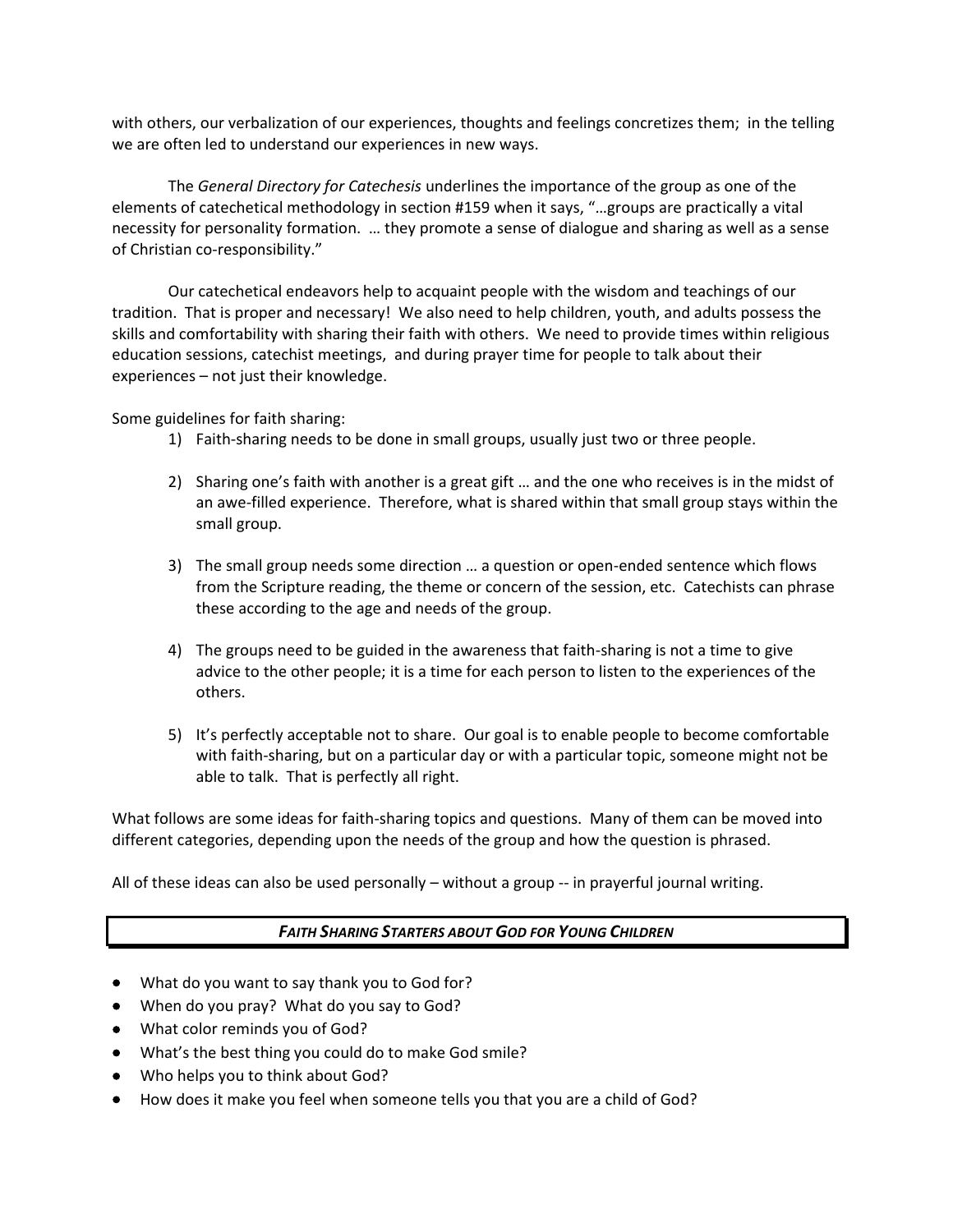with others, our verbalization of our experiences, thoughts and feelings concretizes them; in the telling we are often led to understand our experiences in new ways.

The *General Directory for Catechesis* underlines the importance of the group as one of the elements of catechetical methodology in section #159 when it says, "…groups are practically a vital necessity for personality formation. … they promote a sense of dialogue and sharing as well as a sense of Christian co-responsibility."

Our catechetical endeavors help to acquaint people with the wisdom and teachings of our tradition. That is proper and necessary! We also need to help children, youth, and adults possess the skills and comfortability with sharing their faith with others. We need to provide times within religious education sessions, catechist meetings, and during prayer time for people to talk about their experiences – not just their knowledge.

Some guidelines for faith sharing:

1) Faith-sharing needs to be done in small groups, usually just two or three people.

2) Sharing one's faith with another is a great gift … and the one who receives is in the midst of an awe-filled experience. Therefore, what is shared within that small group stays within the small group.

3) The small group needs some direction … a question or open-ended sentence which flows from the Scripture reading, the theme or concern of the session, etc. Catechists can phrase these according to the age and needs of the group.

4) The groups need to be guided in the awareness that faith-sharing is not a time to give advice to the other people; it is a time for each person to listen to the experiences of the others.

5) It's perfectly acceptable not to share. Our goal is to enable people to become comfortable with faith-sharing, but on a particular day or with a particular topic, someone might not be able to talk. That is perfectly all right.

What follows are some ideas for faith-sharing topics and questions. Many of them can be moved into different categories, depending upon the needs of the group and how the question is phrased.

All of these ideas can also be used personally – without a group -- in prayerful journal writing.

## *Faith Sharing Starters about God for Young Children*

- What do you want to say thank you to God for?
- When do you pray? What do you say to God?
- What color reminds you of God?
- What's the best thing you could do to make God smile?
- Who helps you to think about God?
- How does it make you feel when someone tells you that you are a child of God?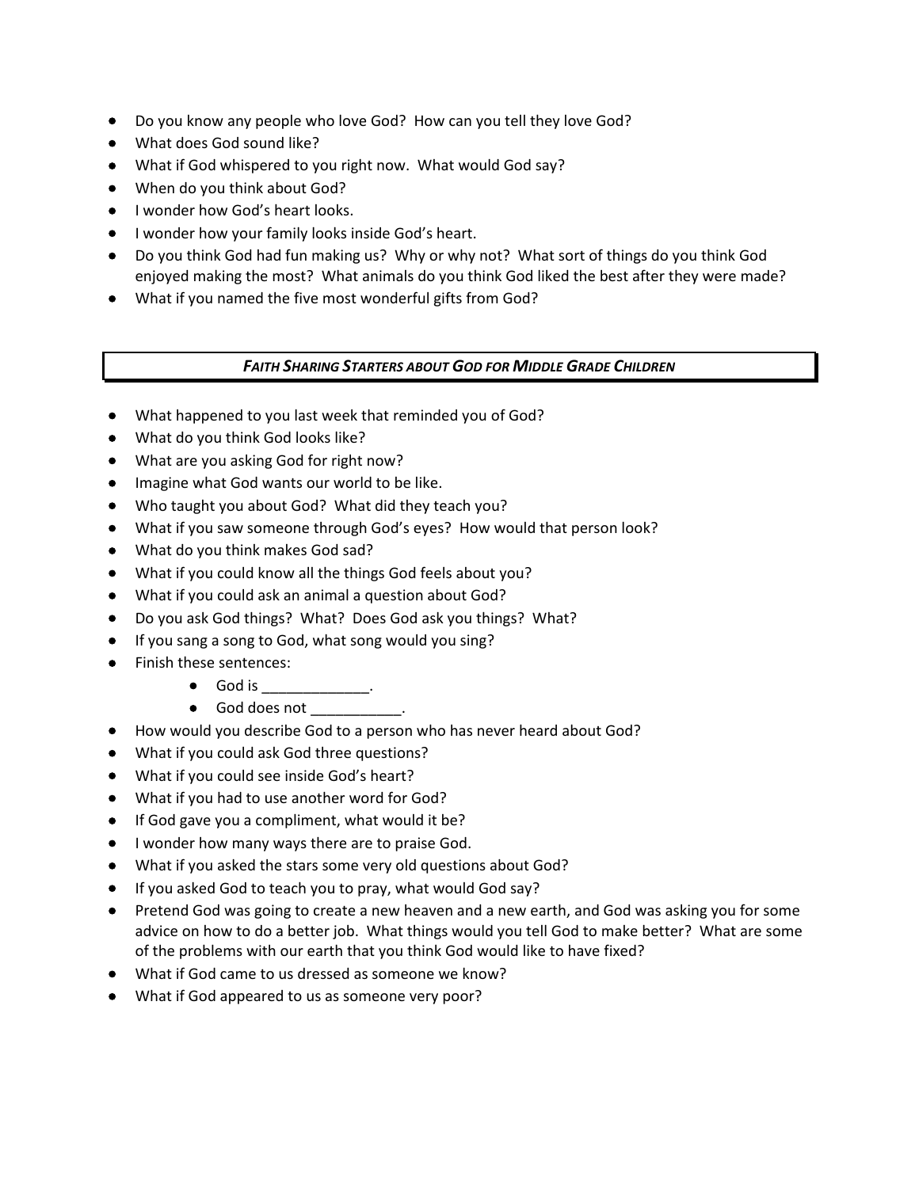- Do you know any people who love God? How can you tell they love God?
- What does God sound like?
- What if God whispered to you right now. What would God say?
- When do you think about God?
- I wonder how God's heart looks.
- I wonder how your family looks inside God's heart.
- Do you think God had fun making us? Why or why not? What sort of things do you think God enjoyed making the most? What animals do you think God liked the best after they were made?
- What if you named the five most wonderful gifts from God?

## *FAITH SHARING STARTERS ABOUT GOD FOR MIDDLE GRADE CHILDREN*

- What happened to you last week that reminded you of God?
- What do you think God looks like?
- What are you asking God for right now?
- Imagine what God wants our world to be like.
- Who taught you about God? What did they teach you?
- What if you saw someone through God's eyes? How would that person look?
- What do you think makes God sad?
- What if you could know all the things God feels about you?
- What if you could ask an animal a question about God?
- Do you ask God things? What? Does God ask you things? What?
- If you sang a song to God, what song would you sing?
- Finish these sentences:
    - God is _____________.
    - God does not ___________.
- How would you describe God to a person who has never heard about God?
- What if you could ask God three questions?
- What if you could see inside God's heart?
- What if you had to use another word for God?
- If God gave you a compliment, what would it be?
- I wonder how many ways there are to praise God.
- What if you asked the stars some very old questions about God?
- If you asked God to teach you to pray, what would God say?
- Pretend God was going to create a new heaven and a new earth, and God was asking you for some advice on how to do a better job. What things would you tell God to make better? What are some of the problems with our earth that you think God would like to have fixed?
- What if God came to us dressed as someone we know?
- What if God appeared to us as someone very poor?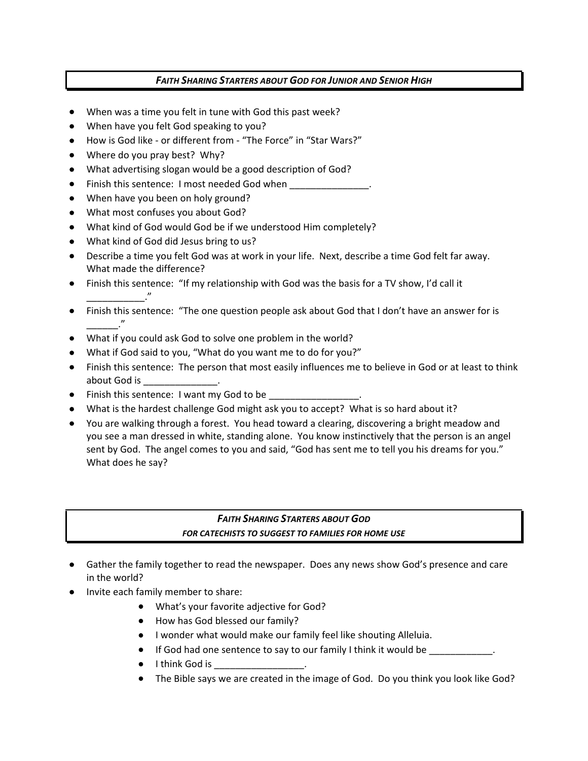## *FAITH SHARING STARTERS ABOUT GOD FOR JUNIOR AND SENIOR HIGH*

- When was a time you felt in tune with God this past week?
- When have you felt God speaking to you?
- How is God like - or different from - "The Force" in "Star Wars?"
- Where do you pray best? Why?
- What advertising slogan would be a good description of God?
- Finish this sentence: I most needed God when _______________.
- When have you been on holy ground?
- What most confuses you about God?
- What kind of God would God be if we understood Him completely?
- What kind of God did Jesus bring to us?
- Describe a time you felt God was at work in your life. Next, describe a time God felt far away. What made the difference?
- Finish this sentence: "If my relationship with God was the basis for a TV show, I'd call it ___________."
- Finish this sentence: "The one question people ask about God that I don't have an answer for is ______."
- What if you could ask God to solve one problem in the world?
- What if God said to you, "What do you want me to do for you?"
- Finish this sentence: The person that most easily influences me to believe in God or at least to think about God is ______________.
- Finish this sentence: I want my God to be _________________.
- What is the hardest challenge God might ask you to accept? What is so hard about it?
- You are walking through a forest. You head toward a clearing, discovering a bright meadow and you see a man dressed in white, standing alone. You know instinctively that the person is an angel sent by God. The angel comes to you and said, "God has sent me to tell you his dreams for you." What does he say?

## *FAITH SHARING STARTERS ABOUT GOD*
### *FOR CATECHISTS TO SUGGEST TO FAMILIES FOR HOME USE*

- Gather the family together to read the newspaper. Does any news show God's presence and care in the world?
- Invite each family member to share:
    - What's your favorite adjective for God?
    - How has God blessed our family?
    - I wonder what would make our family feel like shouting Alleluia.
    - If God had one sentence to say to our family I think it would be ____________.
    - I think God is _________________.
    - The Bible says we are created in the image of God. Do you think you look like God?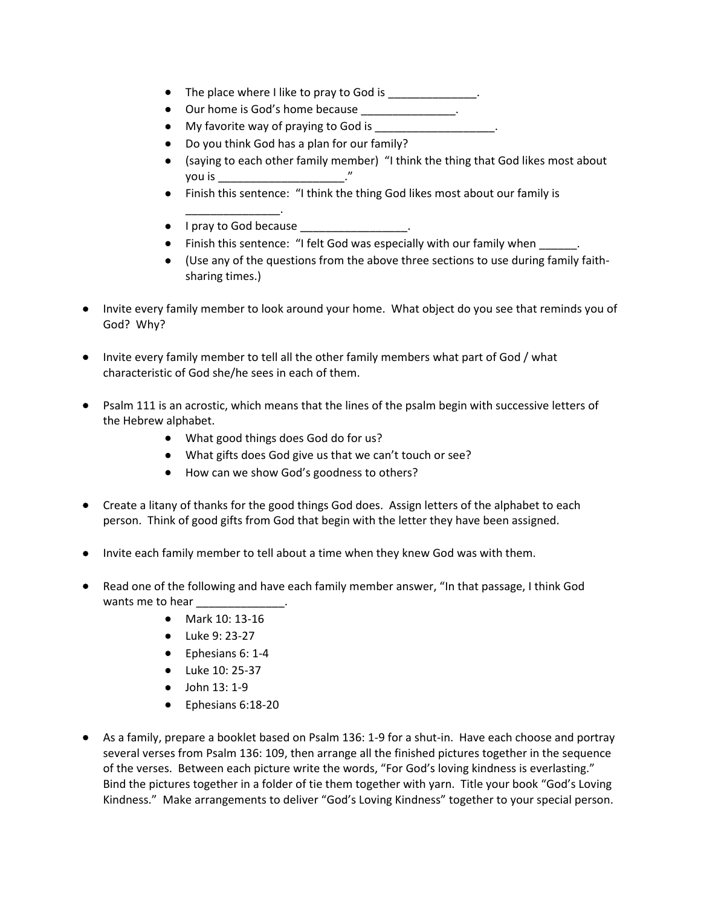- The place where I like to pray to God is ______________.
  - Our home is God's home because _______________.
  - My favorite way of praying to God is ___________________.
  - Do you think God has a plan for our family?
  - (saying to each other family member) "I think the thing that God likes most about you is ___________________."
  - Finish this sentence: "I think the thing God likes most about our family is _______________.
  - I pray to God because _________________.
  - Finish this sentence: "I felt God was especially with our family when ______.
  - (Use any of the questions from the above three sections to use during family faith-sharing times.)

- Invite every family member to look around your home. What object do you see that reminds you of God? Why?

- Invite every family member to tell all the other family members what part of God / what characteristic of God she/he sees in each of them.

- Psalm 111 is an acrostic, which means that the lines of the psalm begin with successive letters of the Hebrew alphabet.
  - What good things does God do for us?
  - What gifts does God give us that we can't touch or see?
  - How can we show God's goodness to others?

- Create a litany of thanks for the good things God does. Assign letters of the alphabet to each person. Think of good gifts from God that begin with the letter they have been assigned.

- Invite each family member to tell about a time when they knew God was with them.

- Read one of the following and have each family member answer, "In that passage, I think God wants me to hear _____________.
  - Mark 10: 13-16
  - Luke 9: 23-27
  - Ephesians 6: 1-4
  - Luke 10: 25-37
  - John 13: 1-9
  - Ephesians 6:18-20

- As a family, prepare a booklet based on Psalm 136: 1-9 for a shut-in. Have each choose and portray several verses from Psalm 136: 109, then arrange all the finished pictures together in the sequence of the verses. Between each picture write the words, "For God's loving kindness is everlasting." Bind the pictures together in a folder of tie them together with yarn. Title your book "God's Loving Kindness." Make arrangements to deliver "God's Loving Kindness" together to your special person.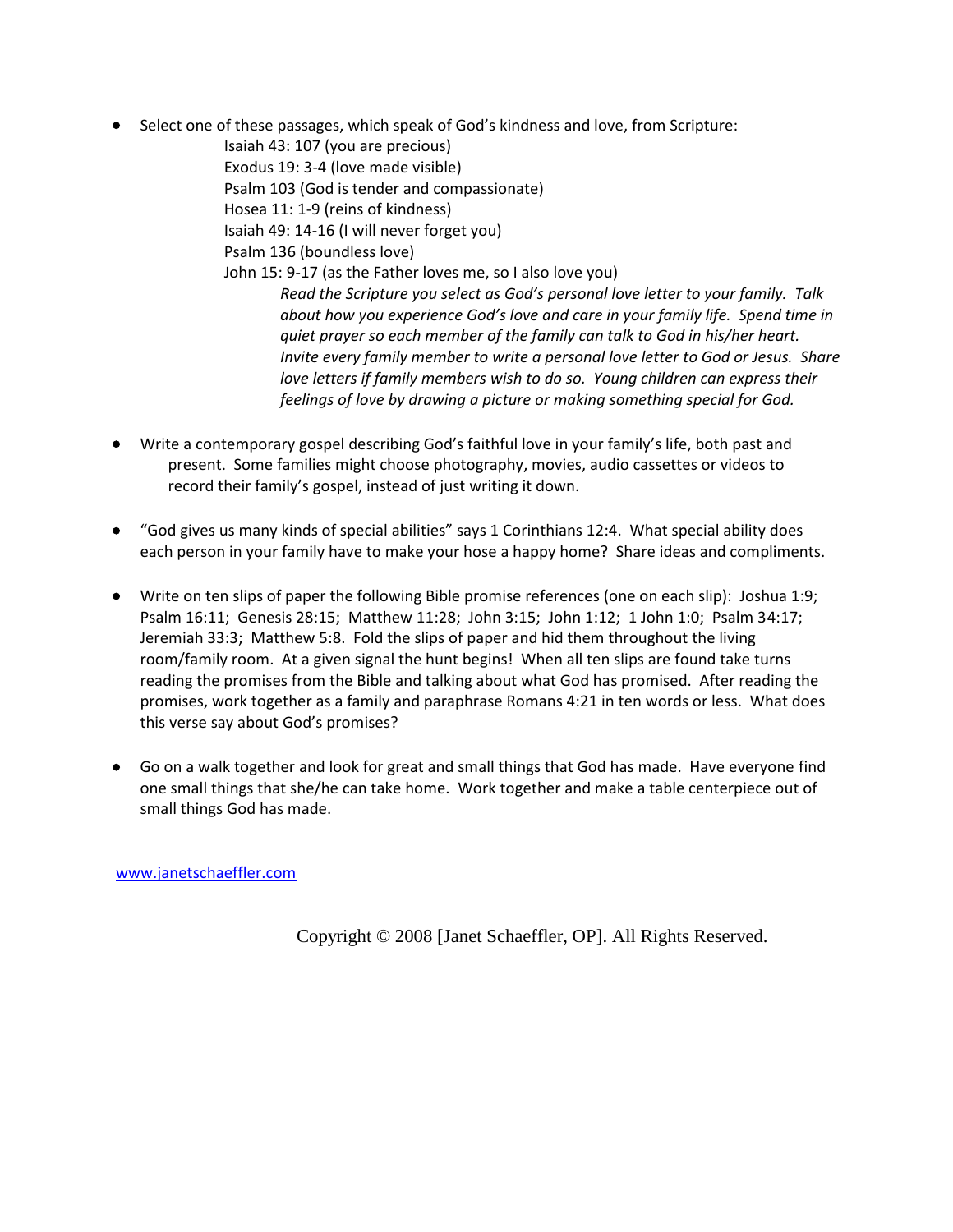- Select one of these passages, which speak of God's kindness and love, from Scripture:

  Isaiah 43: 107 (you are precious)
  Exodus 19: 3-4 (love made visible)
  Psalm 103 (God is tender and compassionate)
  Hosea 11: 1-9 (reins of kindness)
  Isaiah 49: 14-16 (I will never forget you)
  Psalm 136 (boundless love)
  John 15: 9-17 (as the Father loves me, so I also love you)

  *Read the Scripture you select as God's personal love letter to your family. Talk about how you experience God's love and care in your family life. Spend time in quiet prayer so each member of the family can talk to God in his/her heart. Invite every family member to write a personal love letter to God or Jesus. Share love letters if family members wish to do so. Young children can express their feelings of love by drawing a picture or making something special for God.*

- Write a contemporary gospel describing God's faithful love in your family's life, both past and present. Some families might choose photography, movies, audio cassettes or videos to record their family's gospel, instead of just writing it down.

- "God gives us many kinds of special abilities" says 1 Corinthians 12:4. What special ability does each person in your family have to make your hose a happy home? Share ideas and compliments.

- Write on ten slips of paper the following Bible promise references (one on each slip): Joshua 1:9; Psalm 16:11; Genesis 28:15; Matthew 11:28; John 3:15; John 1:12; 1 John 1:0; Psalm 34:17; Jeremiah 33:3; Matthew 5:8. Fold the slips of paper and hid them throughout the living room/family room. At a given signal the hunt begins! When all ten slips are found take turns reading the promises from the Bible and talking about what God has promised. After reading the promises, work together as a family and paraphrase Romans 4:21 in ten words or less. What does this verse say about God's promises?

- Go on a walk together and look for great and small things that God has made. Have everyone find one small things that she/he can take home. Work together and make a table centerpiece out of small things God has made.

[www.janetschaeffler.com](http://www.janetschaeffler.com)

Copyright © 2008 [Janet Schaeffler, OP]. All Rights Reserved.